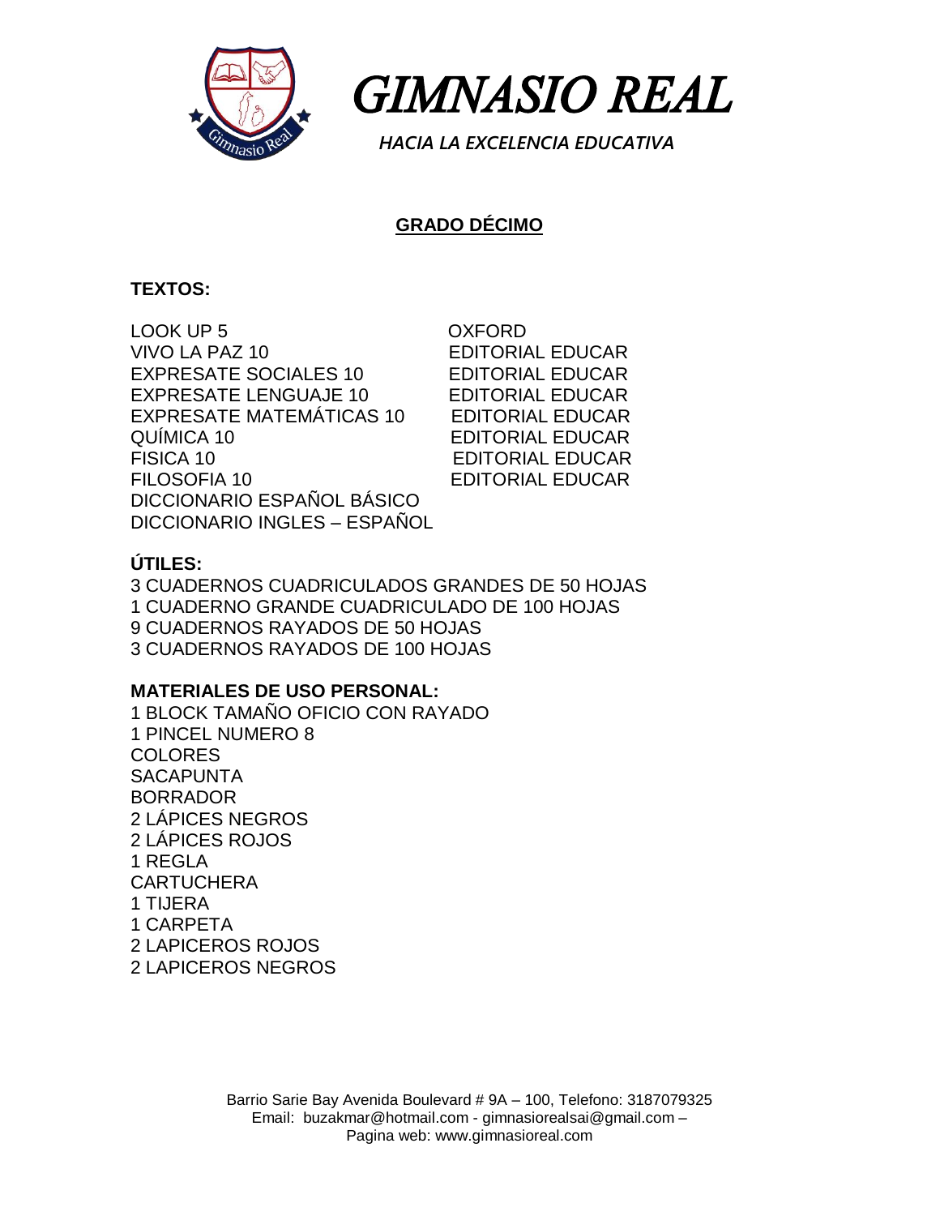# GIMNASIO REAL

*HACIA LA EXCELENCIA EDUCATIVA*

## GRADO DÉCIMO

**TEXTOS:**

| | |
|---|---|
| LOOK UP 5 | OXFORD |
| VIVO LA PAZ 10 | EDITORIAL EDUCAR |
| EXPRESATE SOCIALES 10 | EDITORIAL EDUCAR |
| EXPRESATE LENGUAJE 10 | EDITORIAL EDUCAR |
| EXPRESATE MATEMÁTICAS 10 | EDITORIAL EDUCAR |
| QUÍMICA 10 | EDITORIAL EDUCAR |
| FISICA 10 | EDITORIAL EDUCAR |
| FILOSOFIA 10 | EDITORIAL EDUCAR |
| DICCIONARIO ESPAÑOL BÁSICO | |
| DICCIONARIO INGLES – ESPAÑOL | |

**ÚTILES:**

3 CUADERNOS CUADRICULADOS GRANDES DE 50 HOJAS
1 CUADERNO GRANDE CUADRICULADO DE 100 HOJAS
9 CUADERNOS RAYADOS DE 50 HOJAS
3 CUADERNOS RAYADOS DE 100 HOJAS

**MATERIALES DE USO PERSONAL:**

1 BLOCK TAMAÑO OFICIO CON RAYADO
1 PINCEL NUMERO 8
COLORES
SACAPUNTA
BORRADOR
2 LÁPICES NEGROS
2 LÁPICES ROJOS
1 REGLA
CARTUCHERA
1 TIJERA
1 CARPETA
2 LAPICEROS ROJOS
2 LAPICEROS NEGROS

Barrio Sarie Bay Avenida Boulevard # 9A – 100, Telefono: 3187079325
Email: buzakmar@hotmail.com - gimnasiorealsai@gmail.com –
Pagina web: www.gimnasioreal.com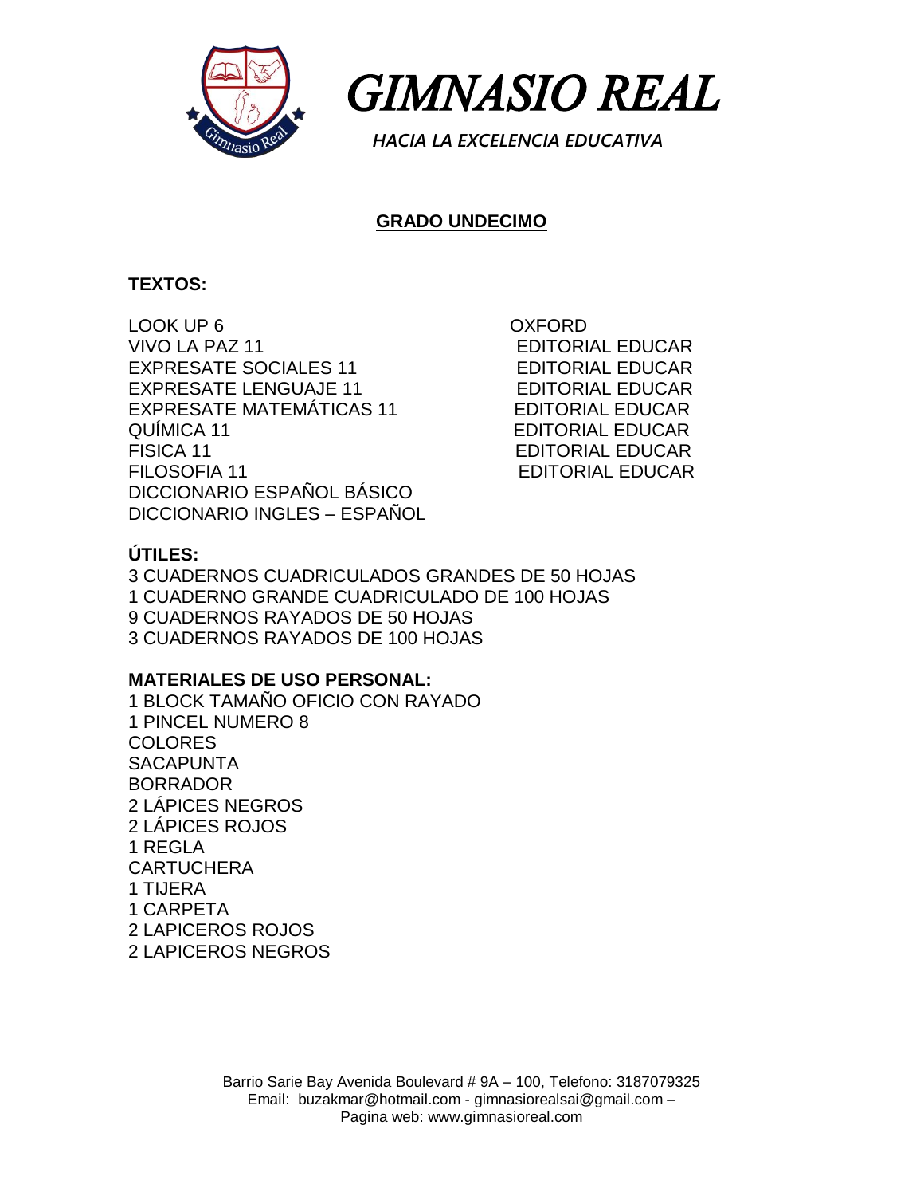# GIMNASIO REAL

*HACIA LA EXCELENCIA EDUCATIVA*

## GRADO UNDECIMO

**TEXTOS:**

| | |
|---|---|
| LOOK UP 6 | OXFORD |
| VIVO LA PAZ 11 | EDITORIAL EDUCAR |
| EXPRESATE SOCIALES 11 | EDITORIAL EDUCAR |
| EXPRESATE LENGUAJE 11 | EDITORIAL EDUCAR |
| EXPRESATE MATEMÁTICAS 11 | EDITORIAL EDUCAR |
| QUÍMICA 11 | EDITORIAL EDUCAR |
| FISICA 11 | EDITORIAL EDUCAR |
| FILOSOFIA 11 | EDITORIAL EDUCAR |
| DICCIONARIO ESPAÑOL BÁSICO | |
| DICCIONARIO INGLES – ESPAÑOL | |

**ÚTILES:**

3 CUADERNOS CUADRICULADOS GRANDES DE 50 HOJAS
1 CUADERNO GRANDE CUADRICULADO DE 100 HOJAS
9 CUADERNOS RAYADOS DE 50 HOJAS
3 CUADERNOS RAYADOS DE 100 HOJAS

**MATERIALES DE USO PERSONAL:**

1 BLOCK TAMAÑO OFICIO CON RAYADO
1 PINCEL NUMERO 8
COLORES
SACAPUNTA
BORRADOR
2 LÁPICES NEGROS
2 LÁPICES ROJOS
1 REGLA
CARTUCHERA
1 TIJERA
1 CARPETA
2 LAPICEROS ROJOS
2 LAPICEROS NEGROS

Barrio Sarie Bay Avenida Boulevard # 9A – 100, Telefono: 3187079325
Email: buzakmar@hotmail.com - gimnasiorealsai@gmail.com –
Pagina web: www.gimnasioreal.com